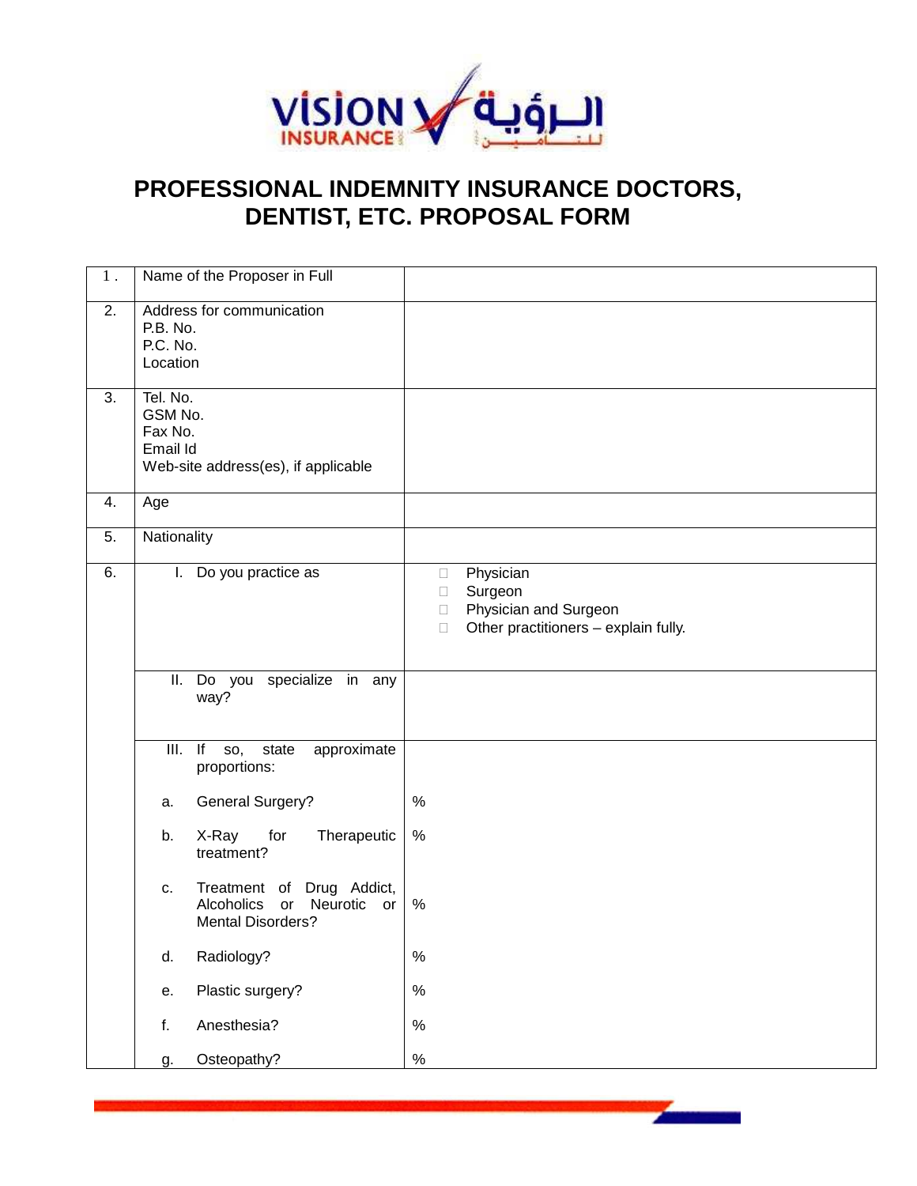# PROFESSIONAL INDEMNITY INSURANCE DOCTORS, DENTIST, ETC. PROPOSAL FORM

| | | |
|---|---|---|
| 1 . | Name of the Proposer in Full | |
| 2. | Address for communication<br>P.B. No.<br>P.C. No.<br>Location | |
| 3. | Tel. No.<br>GSM No.<br>Fax No.<br>Email Id<br>Web-site address(es), if applicable | |
| 4. | Age | |
| 5. | Nationality | |
| 6. | I. Do you practice as | ☐ Physician<br>☐ Surgeon<br>☐ Physician and Surgeon<br>☐ Other practitioners – explain fully. |
| | II. Do you specialize in any way? | |
| | III. If so, state approximate proportions: | |
| | a. General Surgery? | % |
| | b. X-Ray for Therapeutic treatment? | % |
| | c. Treatment of Drug Addict, Alcoholics or Neurotic or Mental Disorders? | % |
| | d. Radiology? | % |
| | e. Plastic surgery? | % |
| | f. Anesthesia? | % |
| | g. Osteopathy? | % |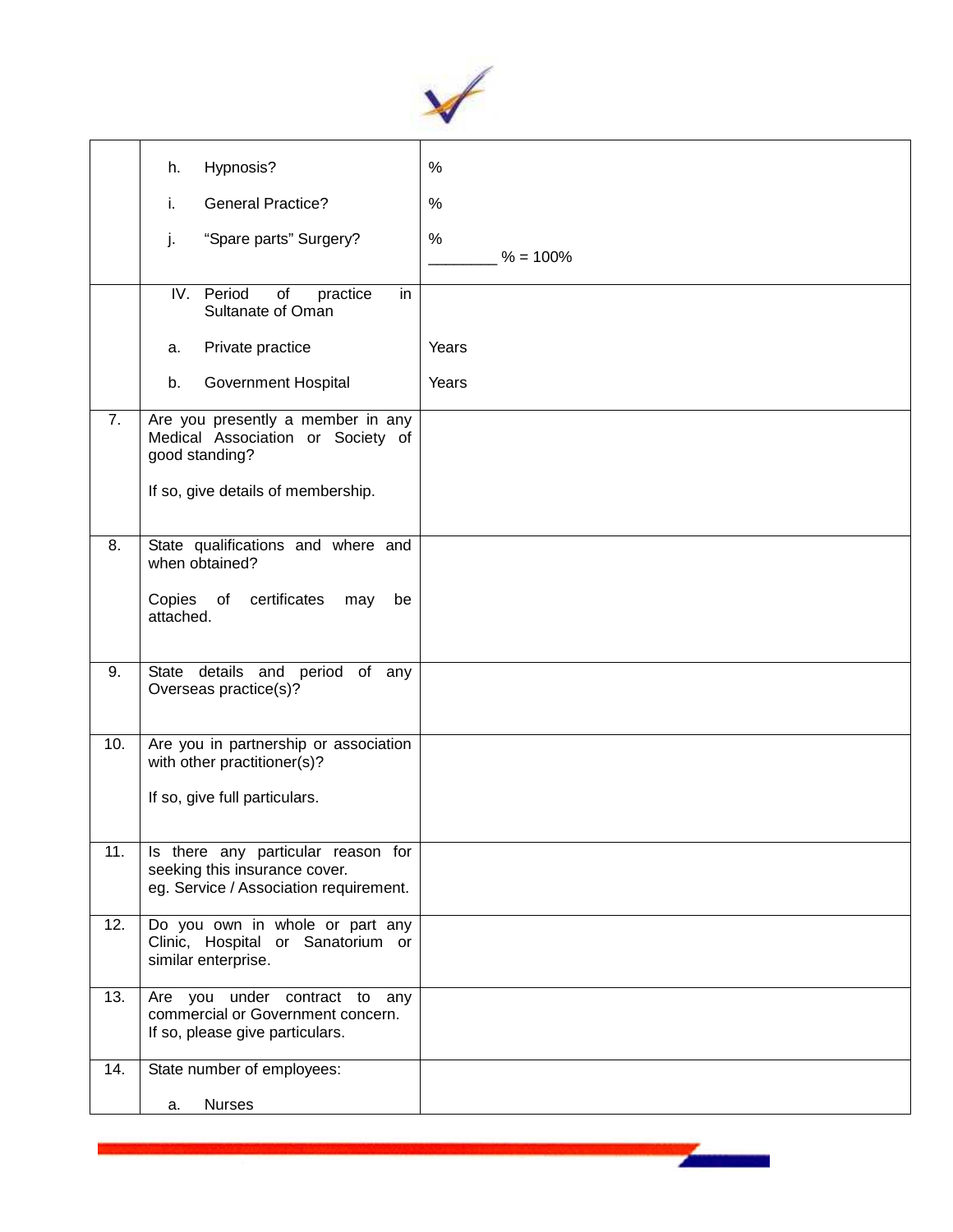| | | |
|---|---|---|
| | h. Hypnosis?<br><br>i. General Practice?<br><br>j. "Spare parts" Surgery? | %<br><br>%<br><br>%<br>________ % = 100% |
| | IV. Period of practice in Sultanate of Oman<br><br>a. Private practice<br><br>b. Government Hospital | <br><br>Years<br><br>Years |
| 7. | Are you presently a member in any Medical Association or Society of good standing?<br><br>If so, give details of membership. | |
| 8. | State qualifications and where and when obtained?<br><br>Copies of certificates may be attached. | |
| 9. | State details and period of any Overseas practice(s)? | |
| 10. | Are you in partnership or association with other practitioner(s)?<br><br>If so, give full particulars. | |
| 11. | Is there any particular reason for seeking this insurance cover.<br>eg. Service / Association requirement. | |
| 12. | Do you own in whole or part any Clinic, Hospital or Sanatorium or similar enterprise. | |
| 13. | Are you under contract to any commercial or Government concern. If so, please give particulars. | |
| 14. | State number of employees:<br><br>a. Nurses | |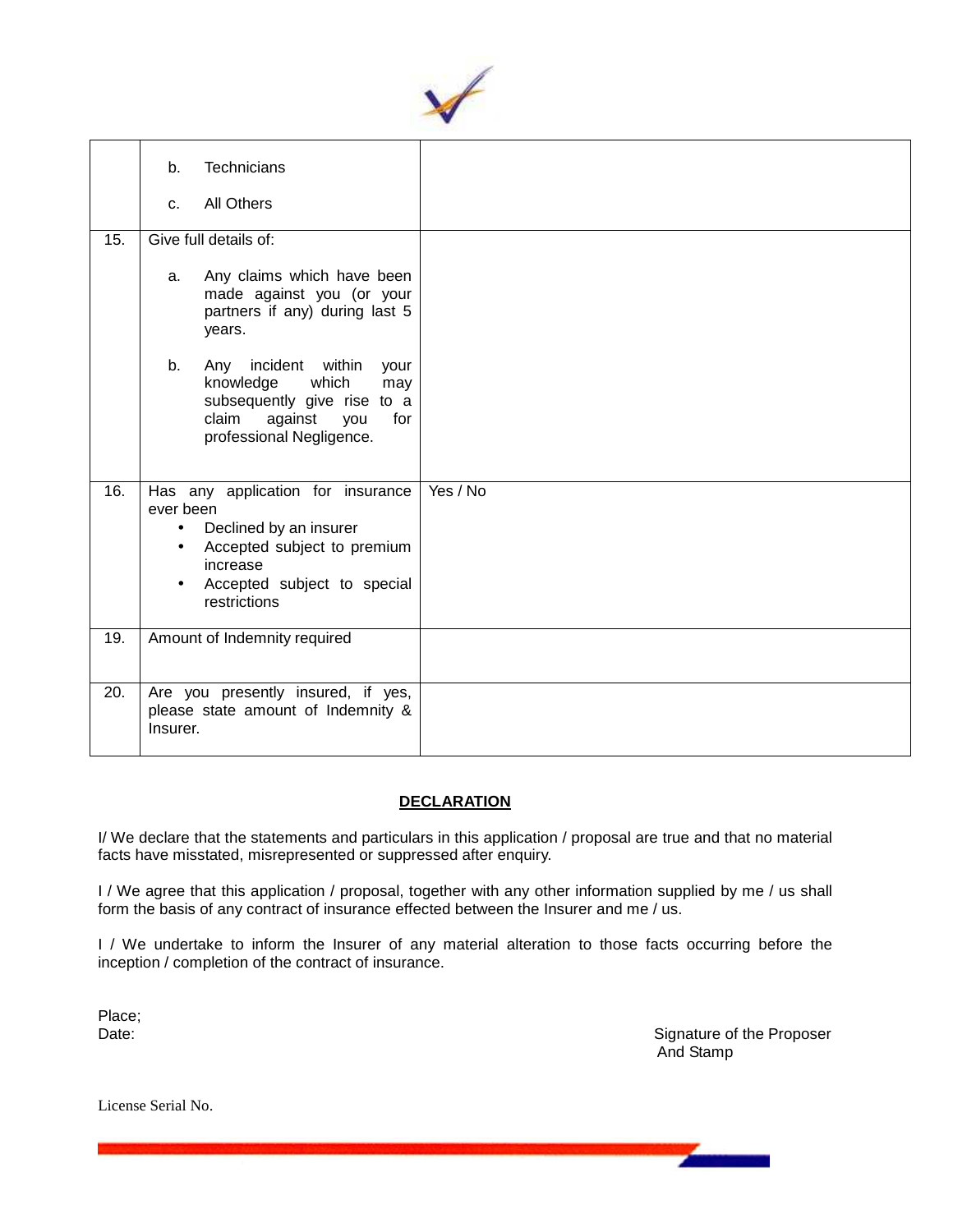| | | |
|---|---|---|
| | b. Technicians<br><br>c. All Others | |
| 15. | Give full details of:<br><br>a. Any claims which have been made against you (or your partners if any) during last 5 years.<br><br>b. Any incident within your knowledge which may subsequently give rise to a claim against you for professional Negligence. | |
| 16. | Has any application for insurance ever been<br>• Declined by an insurer<br>• Accepted subject to premium increase<br>• Accepted subject to special restrictions | Yes / No |
| 19. | Amount of Indemnity required | |
| 20. | Are you presently insured, if yes, please state amount of Indemnity & Insurer. | |

## DECLARATION

I/ We declare that the statements and particulars in this application / proposal are true and that no material facts have misstated, misrepresented or suppressed after enquiry.

I / We agree that this application / proposal, together with any other information supplied by me / us shall form the basis of any contract of insurance effected between the Insurer and me / us.

I / We undertake to inform the Insurer of any material alteration to those facts occurring before the inception / completion of the contract of insurance.

Place;

Date:

Signature of the Proposer
And Stamp

License Serial No.